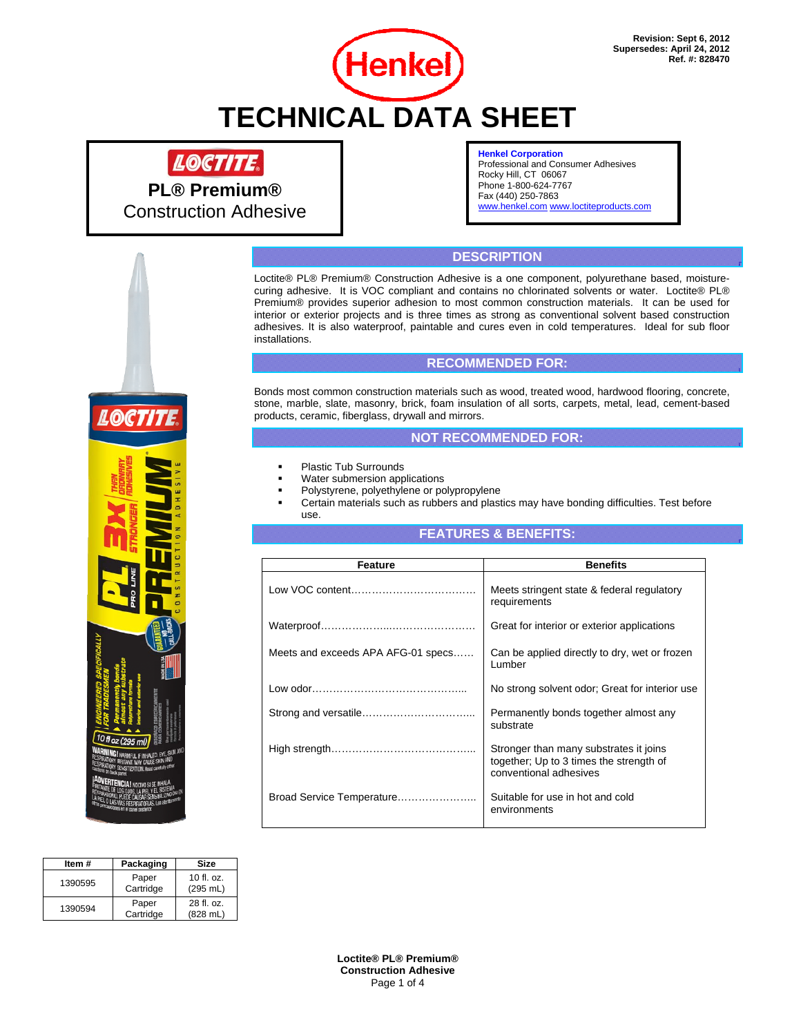Revision: Sept 6, 2012
Supersedes: April 24, 2012
Ref. #: 828470

# TECHNICAL DATA SHEET

**LOCTITE**

**PL® Premium®**
Construction Adhesive

**Henkel Corporation**
Professional and Consumer Adhesives
Rocky Hill, CT 06067
Phone 1-800-624-7767
Fax (440) 250-7863
www.henkel.com www.loctiteproducts.com

## DESCRIPTION

Loctite® PL® Premium® Construction Adhesive is a one component, polyurethane based, moisture-curing adhesive. It is VOC compliant and contains no chlorinated solvents or water. Loctite® PL® Premium® provides superior adhesion to most common construction materials. It can be used for interior or exterior projects and is three times as strong as conventional solvent based construction adhesives. It is also waterproof, paintable and cures even in cold temperatures. Ideal for sub floor installations.

## RECOMMENDED FOR:

Bonds most common construction materials such as wood, treated wood, hardwood flooring, concrete, stone, marble, slate, masonry, brick, foam insulation of all sorts, carpets, metal, lead, cement-based products, ceramic, fiberglass, drywall and mirrors.

## NOT RECOMMENDED FOR:

- Plastic Tub Surrounds
- Water submersion applications
- Polystyrene, polyethylene or polypropylene
- Certain materials such as rubbers and plastics may have bonding difficulties. Test before use.

## FEATURES & BENEFITS:

| Feature | Benefits |
|---|---|
| Low VOC content……………………………… | Meets stringent state & federal regulatory requirements |
| Waterproof……………….....……………………. | Great for interior or exterior applications |
| Meets and exceeds APA AFG-01 specs…… | Can be applied directly to dry, wet or frozen Lumber |
| Low odor…………………………………….... | No strong solvent odor; Great for interior use |
| Strong and versatile…………………………... | Permanently bonds together almost any substrate |
| High strength…………………………………... | Stronger than many substrates it joins together; Up to 3 times the strength of conventional adhesives |
| Broad Service Temperature………………….. | Suitable for use in hot and cold environments |

| Item # | Packaging | Size |
|---|---|---|
| 1390595 | Paper Cartridge | 10 fl. oz. (295 mL) |
| 1390594 | Paper Cartridge | 28 fl. oz. (828 mL) |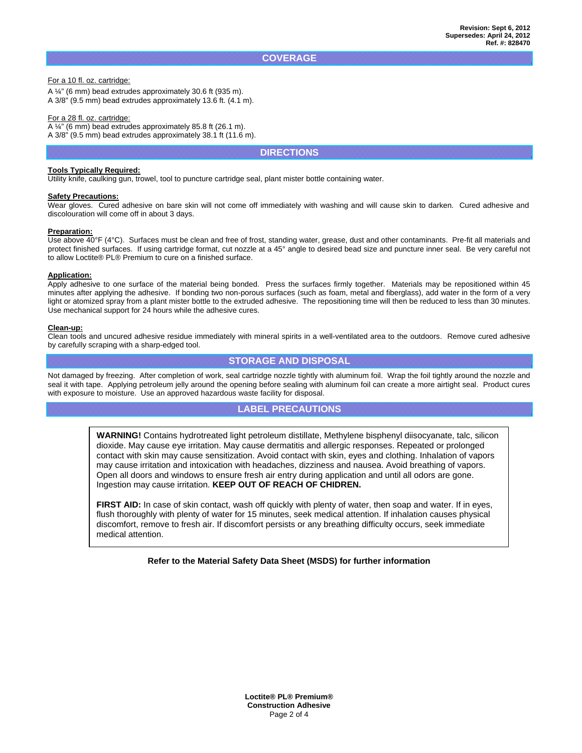## COVERAGE

For a 10 fl. oz. cartridge:

A ¼" (6 mm) bead extrudes approximately 30.6 ft (935 m).
A 3/8" (9.5 mm) bead extrudes approximately 13.6 ft. (4.1 m).

For a 28 fl. oz. cartridge:

A ¼" (6 mm) bead extrudes approximately 85.8 ft (26.1 m).
A 3/8" (9.5 mm) bead extrudes approximately 38.1 ft (11.6 m).

## DIRECTIONS

**Tools Typically Required:**
Utility knife, caulking gun, trowel, tool to puncture cartridge seal, plant mister bottle containing water.

**Safety Precautions:**
Wear gloves. Cured adhesive on bare skin will not come off immediately with washing and will cause skin to darken. Cured adhesive and discolouration will come off in about 3 days.

**Preparation:**
Use above 40°F (4°C). Surfaces must be clean and free of frost, standing water, grease, dust and other contaminants. Pre-fit all materials and protect finished surfaces. If using cartridge format, cut nozzle at a 45° angle to desired bead size and puncture inner seal. Be very careful not to allow Loctite® PL® Premium to cure on a finished surface.

**Application:**
Apply adhesive to one surface of the material being bonded. Press the surfaces firmly together. Materials may be repositioned within 45 minutes after applying the adhesive. If bonding two non-porous surfaces (such as foam, metal and fiberglass), add water in the form of a very light or atomized spray from a plant mister bottle to the extruded adhesive. The repositioning time will then be reduced to less than 30 minutes. Use mechanical support for 24 hours while the adhesive cures.

**Clean-up:**
Clean tools and uncured adhesive residue immediately with mineral spirits in a well-ventilated area to the outdoors. Remove cured adhesive by carefully scraping with a sharp-edged tool.

## STORAGE AND DISPOSAL

Not damaged by freezing. After completion of work, seal cartridge nozzle tightly with aluminum foil. Wrap the foil tightly around the nozzle and seal it with tape. Applying petroleum jelly around the opening before sealing with aluminum foil can create a more airtight seal. Product cures with exposure to moisture. Use an approved hazardous waste facility for disposal.

## LABEL PRECAUTIONS

**WARNING!** Contains hydrotreated light petroleum distillate, Methylene bisphenyl diisocyanate, talc, silicon dioxide. May cause eye irritation. May cause dermatitis and allergic responses. Repeated or prolonged contact with skin may cause sensitization. Avoid contact with skin, eyes and clothing. Inhalation of vapors may cause irritation and intoxication with headaches, dizziness and nausea. Avoid breathing of vapors. Open all doors and windows to ensure fresh air entry during application and until all odors are gone. Ingestion may cause irritation. **KEEP OUT OF REACH OF CHIDREN.**

**FIRST AID:** In case of skin contact, wash off quickly with plenty of water, then soap and water. If in eyes, flush thoroughly with plenty of water for 15 minutes, seek medical attention. If inhalation causes physical discomfort, remove to fresh air. If discomfort persists or any breathing difficulty occurs, seek immediate medical attention.

**Refer to the Material Safety Data Sheet (MSDS) for further information**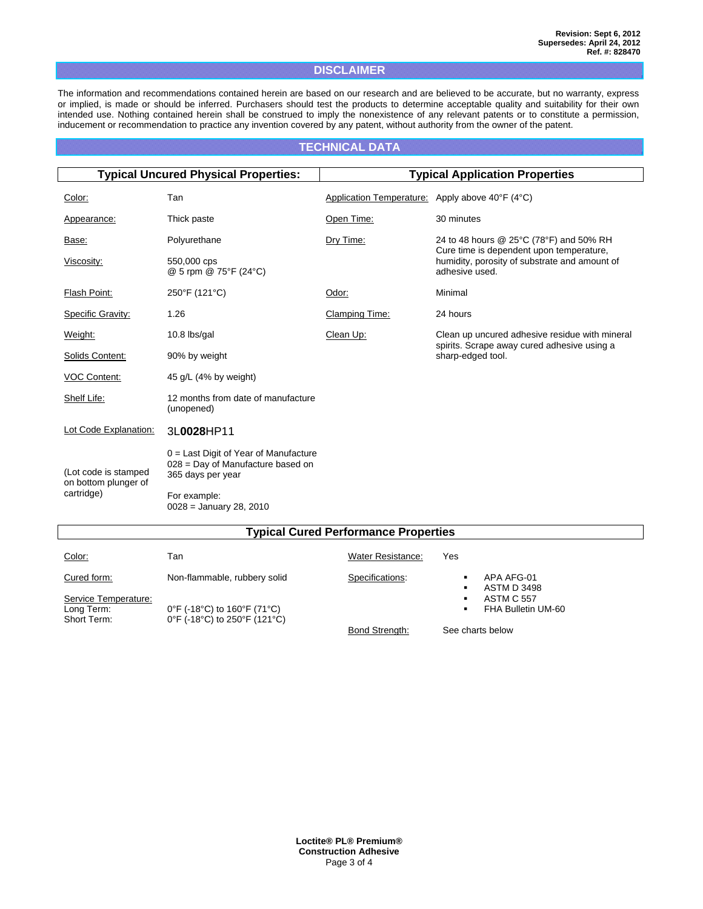Revision: Sept 6, 2012
Supersedes: April 24, 2012
Ref. #: 828470

## DISCLAIMER

The information and recommendations contained herein are based on our research and are believed to be accurate, but no warranty, express or implied, is made or should be inferred. Purchasers should test the products to determine acceptable quality and suitability for their own intended use. Nothing contained herein shall be construed to imply the nonexistence of any relevant patents or to constitute a permission, inducement or recommendation to practice any invention covered by any patent, without authority from the owner of the patent.

## TECHNICAL DATA

### Typical Uncured Physical Properties:

| Property | Value |
|---|---|
| Color: | Tan |
| Appearance: | Thick paste |
| Base: | Polyurethane |
| Viscosity: | 550,000 cps @ 5 rpm @ 75°F (24°C) |
| Flash Point: | 250°F (121°C) |
| Specific Gravity: | 1.26 |
| Weight: | 10.8 lbs/gal |
| Solids Content: | 90% by weight |
| VOC Content: | 45 g/L (4% by weight) |
| Shelf Life: | 12 months from date of manufacture (unopened) |
| Lot Code Explanation: | 3L**0028**HP11 |
| (Lot code is stamped on bottom plunger of cartridge) | 0 = Last Digit of Year of Manufacture<br>028 = Day of Manufacture based on 365 days per year<br><br>For example:<br>0028 = January 28, 2010 |

### Typical Application Properties

| Property | Value |
|---|---|
| Application Temperature: | Apply above 40°F (4°C) |
| Open Time: | 30 minutes |
| Dry Time: | 24 to 48 hours @ 25°C (78°F) and 50% RH<br>Cure time is dependent upon temperature, humidity, porosity of substrate and amount of adhesive used. |
| Odor: | Minimal |
| Clamping Time: | 24 hours |
| Clean Up: | Clean up uncured adhesive residue with mineral spirits. Scrape away cured adhesive using a sharp-edged tool. |

### Typical Cured Performance Properties

| Property | Value |
|---|---|
| Color: | Tan |
| Cured form: | Non-flammable, rubbery solid |
| Service Temperature:<br>Long Term:<br>Short Term: | <br>0°F (-18°C) to 160°F (71°C)<br>0°F (-18°C) to 250°F (121°C) |
| Water Resistance: | Yes |
| Specifications: | ▪ APA AFG-01<br>▪ ASTM D 3498<br>▪ ASTM C 557<br>▪ FHA Bulletin UM-60 |
| Bond Strength: | See charts below |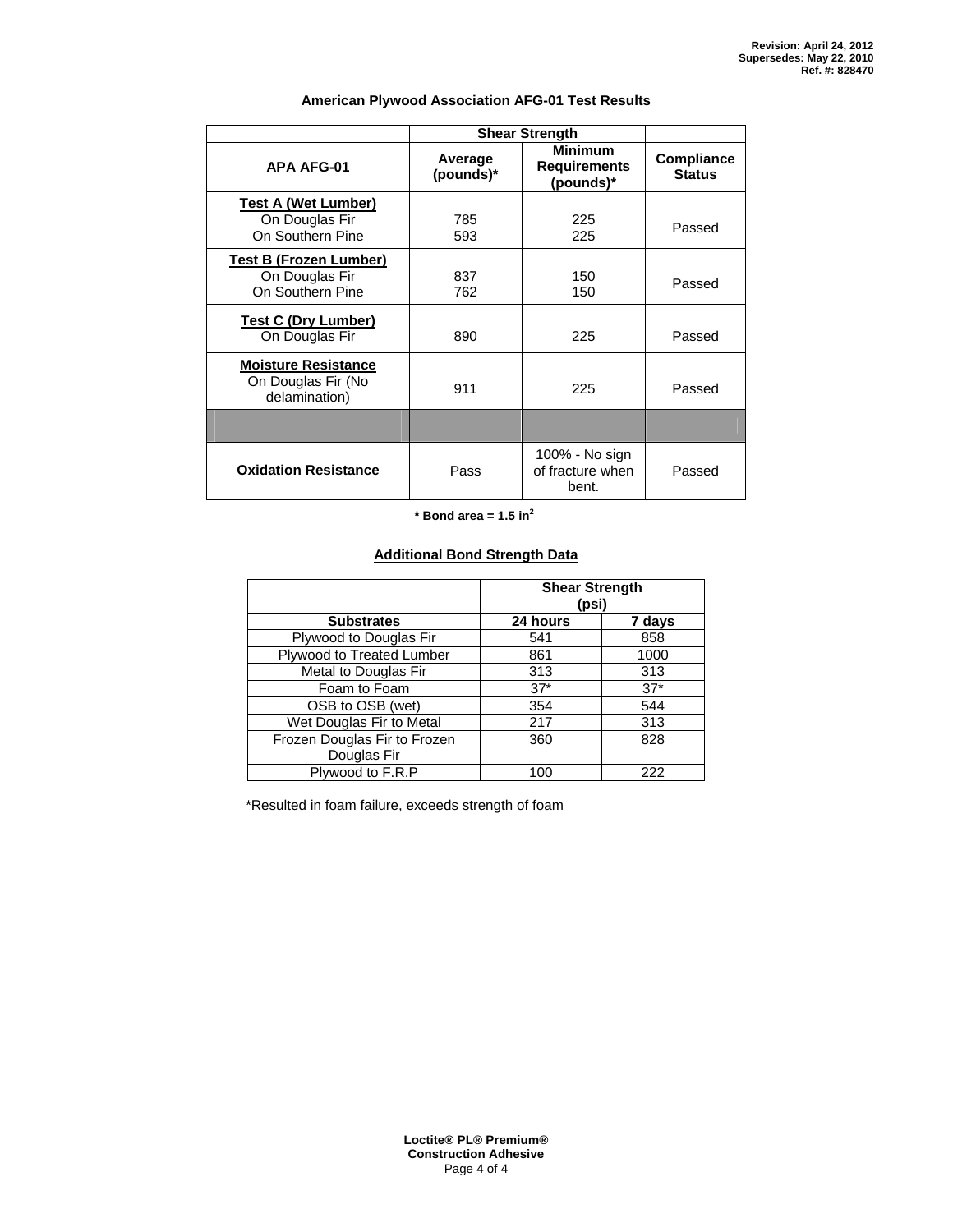**American Plywood Association AFG-01 Test Results**

| | Shear Strength | | |
|---|---|---|---|
| **APA AFG-01** | **Average (pounds)*** | **Minimum Requirements (pounds)*** | **Compliance Status** |
| **Test A (Wet Lumber)**<br>On Douglas Fir<br>On Southern Pine | <br>785<br>593 | <br>225<br>225 | Passed |
| **Test B (Frozen Lumber)**<br>On Douglas Fir<br>On Southern Pine | <br>837<br>762 | <br>150<br>150 | Passed |
| **Test C (Dry Lumber)**<br>On Douglas Fir | 890 | 225 | Passed |
| **Moisture Resistance**<br>On Douglas Fir (No delamination) | 911 | 225 | Passed |
| | | | |
| **Oxidation Resistance** | Pass | 100% - No sign of fracture when bent. | Passed |

**\* Bond area = 1.5 in$^2$**

**Additional Bond Strength Data**

| | Shear Strength (psi) | |
|---|---|---|
| **Substrates** | **24 hours** | **7 days** |
| Plywood to Douglas Fir | 541 | 858 |
| Plywood to Treated Lumber | 861 | 1000 |
| Metal to Douglas Fir | 313 | 313 |
| Foam to Foam | 37* | 37* |
| OSB to OSB (wet) | 354 | 544 |
| Wet Douglas Fir to Metal | 217 | 313 |
| Frozen Douglas Fir to Frozen Douglas Fir | 360 | 828 |
| Plywood to F.R.P | 100 | 222 |

*Resulted in foam failure, exceeds strength of foam